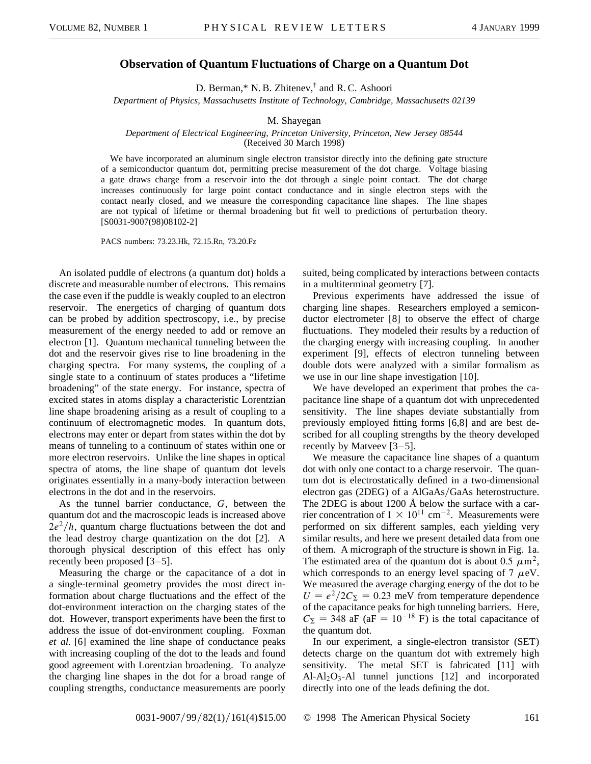# Observation of Quantum Fluctuations of Charge on a Quantum Dot

D. Berman,* N. B. Zhitenev,† and R. C. Ashoori

*Department of Physics, Massachusetts Institute of Technology, Cambridge, Massachusetts 02139*

M. Shayegan

*Department of Electrical Engineering, Princeton University, Princeton, New Jersey 08544*
(Received 30 March 1998)

We have incorporated an aluminum single electron transistor directly into the defining gate structure of a semiconductor quantum dot, permitting precise measurement of the dot charge. Voltage biasing a gate draws charge from a reservoir into the dot through a single point contact. The dot charge increases continuously for large point contact conductance and in single electron steps with the contact nearly closed, and we measure the corresponding capacitance line shapes. The line shapes are not typical of lifetime or thermal broadening but fit well to predictions of perturbation theory. [S0031-9007(98)08102-2]

PACS numbers: 73.23.Hk, 72.15.Rn, 73.20.Fz

An isolated puddle of electrons (a quantum dot) holds a discrete and measurable number of electrons. This remains the case even if the puddle is weakly coupled to an electron reservoir. The energetics of charging of quantum dots can be probed by addition spectroscopy, i.e., by precise measurement of the energy needed to add or remove an electron [1]. Quantum mechanical tunneling between the dot and the reservoir gives rise to line broadening in the charging spectra. For many systems, the coupling of a single state to a continuum of states produces a "lifetime broadening" of the state energy. For instance, spectra of excited states in atoms display a characteristic Lorentzian line shape broadening arising as a result of coupling to a continuum of electromagnetic modes. In quantum dots, electrons may enter or depart from states within the dot by means of tunneling to a continuum of states within one or more electron reservoirs. Unlike the line shapes in optical spectra of atoms, the line shape of quantum dot levels originates essentially in a many-body interaction between electrons in the dot and in the reservoirs.

As the tunnel barrier conductance, $G$, between the quantum dot and the macroscopic leads is increased above $2e^2/h$, quantum charge fluctuations between the dot and the lead destroy charge quantization on the dot [2]. A thorough physical description of this effect has only recently been proposed [3–5].

Measuring the charge or the capacitance of a dot in a single-terminal geometry provides the most direct information about charge fluctuations and the effect of the dot-environment interaction on the charging states of the dot. However, transport experiments have been the first to address the issue of dot-environment coupling. Foxman *et al.* [6] examined the line shape of conductance peaks with increasing coupling of the dot to the leads and found good agreement with Lorentzian broadening. To analyze the charging line shapes in the dot for a broad range of coupling strengths, conductance measurements are poorly suited, being complicated by interactions between contacts in a multiterminal geometry [7].

Previous experiments have addressed the issue of charging line shapes. Researchers employed a semiconductor electrometer [8] to observe the effect of charge fluctuations. They modeled their results by a reduction of the charging energy with increasing coupling. In another experiment [9], effects of electron tunneling between double dots were analyzed with a similar formalism as we use in our line shape investigation [10].

We have developed an experiment that probes the capacitance line shape of a quantum dot with unprecedented sensitivity. The line shapes deviate substantially from previously employed fitting forms [6,8] and are best described for all coupling strengths by the theory developed recently by Matveev [3–5].

We measure the capacitance line shapes of a quantum dot with only one contact to a charge reservoir. The quantum dot is electrostatically defined in a two-dimensional electron gas (2DEG) of a AlGaAs/GaAs heterostructure. The 2DEG is about 1200 Å below the surface with a carrier concentration of $1 \times 10^{11}$ cm$^{-2}$. Measurements were performed on six different samples, each yielding very similar results, and here we present detailed data from one of them. A micrograph of the structure is shown in Fig. 1a. The estimated area of the quantum dot is about 0.5 $\mu$m$^2$, which corresponds to an energy level spacing of 7 $\mu$eV. We measured the average charging energy of the dot to be $U = e^2/2C_\Sigma = 0.23$ meV from temperature dependence of the capacitance peaks for high tunneling barriers. Here, $C_\Sigma = 348$ aF (aF $= 10^{-18}$ F) is the total capacitance of the quantum dot.

In our experiment, a single-electron transistor (SET) detects charge on the quantum dot with extremely high sensitivity. The metal SET is fabricated [11] with Al-$Al_2O_3$-Al tunnel junctions [12] and incorporated directly into one of the leads defining the dot.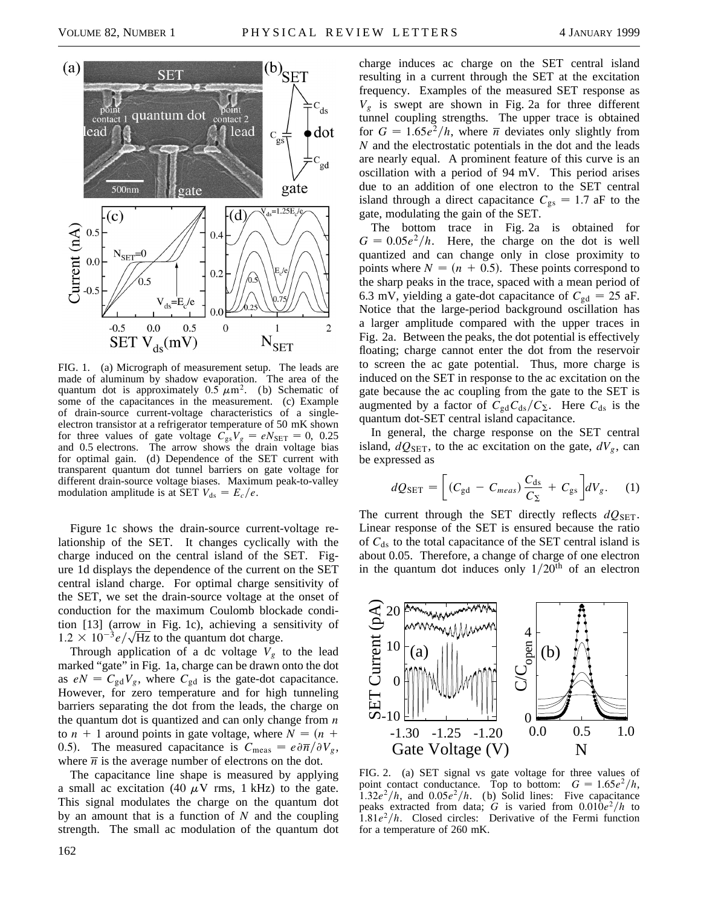FIG. 1. (a) Micrograph of measurement setup. The leads are made of aluminum by shadow evaporation. The area of the quantum dot is approximately 0.5 $\mu$m$^2$. (b) Schematic of some of the capacitances in the measurement. (c) Example of drain-source current-voltage characteristics of a single-electron transistor at a refrigerator temperature of 50 mK shown for three values of gate voltage $C_{gs}V_g = eN_{SET} = 0$, 0.25 and 0.5 electrons. The arrow shows the drain voltage bias for optimal gain. (d) Dependence of the SET current with transparent quantum dot tunnel barriers on gate voltage for different drain-source voltage biases. Maximum peak-to-valley modulation amplitude is at SET $V_{ds} = E_c/e$.

Figure 1c shows the drain-source current-voltage relationship of the SET. It changes cyclically with the charge induced on the central island of the SET. Figure 1d displays the dependence of the current on the SET central island charge. For optimal charge sensitivity of the SET, we set the drain-source voltage at the onset of conduction for the maximum Coulomb blockade condition [13] (arrow in Fig. 1c), achieving a sensitivity of $1.2 \times 10^{-3} e/\sqrt{\text{Hz}}$ to the quantum dot charge.

Through application of a dc voltage $V_g$ to the lead marked "gate" in Fig. 1a, charge can be drawn onto the dot as $eN = C_{gd}V_g$, where $C_{gd}$ is the gate-dot capacitance. However, for zero temperature and for high tunneling barriers separating the dot from the leads, the charge on the quantum dot is quantized and can only change from $n$ to $n + 1$ around points in gate voltage, where $N = (n + 0.5)$. The measured capacitance is $C_{meas} = e\partial\bar{n}/\partial V_g$, where $\bar{n}$ is the average number of electrons on the dot.

The capacitance line shape is measured by applying a small ac excitation (40 $\mu$V rms, 1 kHz) to the gate. This signal modulates the charge on the quantum dot by an amount that is a function of $N$ and the coupling strength. The small ac modulation of the quantum dot charge induces ac charge on the SET central island resulting in a current through the SET at the excitation frequency. Examples of the measured SET response as $V_g$ is swept are shown in Fig. 2a for three different tunnel coupling strengths. The upper trace is obtained for $G = 1.65e^2/h$, where $\bar{n}$ deviates only slightly from $N$ and the electrostatic potentials in the dot and the leads are nearly equal. A prominent feature of this curve is an oscillation with a period of 94 mV. This period arises due to an addition of one electron to the SET central island through a direct capacitance $C_{gs} = 1.7$ aF to the gate, modulating the gain of the SET.

The bottom trace in Fig. 2a is obtained for $G = 0.05e^2/h$. Here, the charge on the dot is well quantized and can change only in close proximity to points where $N = (n + 0.5)$. These points correspond to the sharp peaks in the trace, spaced with a mean period of 6.3 mV, yielding a gate-dot capacitance of $C_{gd} = 25$ aF. Notice that the large-period background oscillation has a larger amplitude compared with the upper traces in Fig. 2a. Between the peaks, the dot potential is effectively floating; charge cannot enter the dot from the reservoir to screen the ac gate potential. Thus, more charge is induced on the SET in response to the ac excitation on the gate because the ac coupling from the gate to the SET is augmented by a factor of $C_{gd}C_{ds}/C_{\Sigma}$. Here $C_{ds}$ is the quantum dot-SET central island capacitance.

In general, the charge response on the SET central island, $dQ_{SET}$, to the ac excitation on the gate, $dV_g$, can be expressed as

$$dQ_{SET} = \left[ (C_{gd} - C_{meas}) \frac{C_{ds}}{C_{\Sigma}} + C_{gs} \right] dV_g . \qquad (1)$$

The current through the SET directly reflects $dQ_{SET}$. Linear response of the SET is ensured because the ratio of $C_{ds}$ to the total capacitance of the SET central island is about 0.05. Therefore, a change of charge of one electron in the quantum dot induces only $1/20^{\text{th}}$ of an electron

FIG. 2. (a) SET signal vs gate voltage for three values of point contact conductance. Top to bottom: $G = 1.65e^2/h$, $1.32e^2/h$, and $0.05e^2/h$. (b) Solid lines: Five capacitance peaks extracted from data; $G$ is varied from $0.010e^2/h$ to $1.81e^2/h$. Closed circles: Derivative of the Fermi function for a temperature of 260 mK.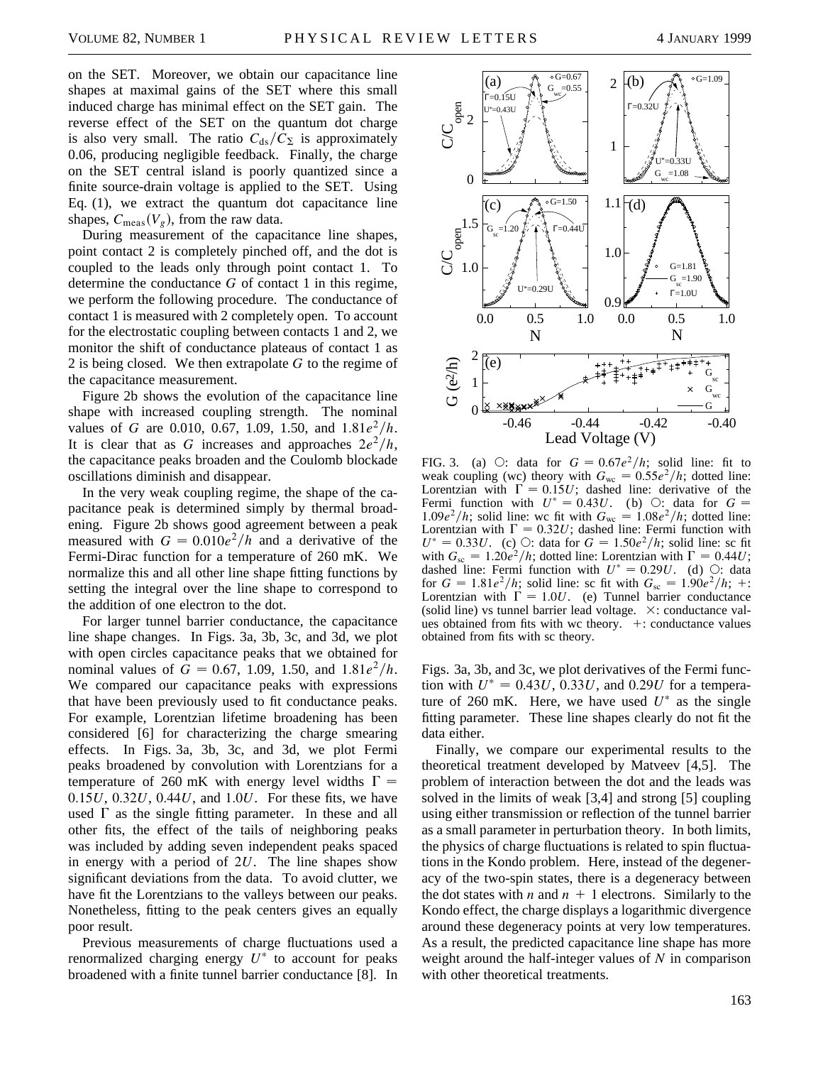on the SET. Moreover, we obtain our capacitance line shapes at maximal gains of the SET where this small induced charge has minimal effect on the SET gain. The reverse effect of the SET on the quantum dot charge is also very small. The ratio $C_{ds}/C_{\Sigma}$ is approximately 0.06, producing negligible feedback. Finally, the charge on the SET central island is poorly quantized since a finite source-drain voltage is applied to the SET. Using Eq. (1), we extract the quantum dot capacitance line shapes, $C_{meas}(V_g)$, from the raw data.

During measurement of the capacitance line shapes, point contact 2 is completely pinched off, and the dot is coupled to the leads only through point contact 1. To determine the conductance $G$ of contact 1 in this regime, we perform the following procedure. The conductance of contact 1 is measured with 2 completely open. To account for the electrostatic coupling between contacts 1 and 2, we monitor the shift of conductance plateaus of contact 1 as 2 is being closed. We then extrapolate $G$ to the regime of the capacitance measurement.

Figure 2b shows the evolution of the capacitance line shape with increased coupling strength. The nominal values of $G$ are 0.010, 0.67, 1.09, 1.50, and $1.81e^2/h$. It is clear that as $G$ increases and approaches $2e^2/h$, the capacitance peaks broaden and the Coulomb blockade oscillations diminish and disappear.

In the very weak coupling regime, the shape of the capacitance peak is determined simply by thermal broadening. Figure 2b shows good agreement between a peak measured with $G = 0.010e^2/h$ and a derivative of the Fermi-Dirac function for a temperature of 260 mK. We normalize this and all other line shape fitting functions by setting the integral over the line shape to correspond to the addition of one electron to the dot.

For larger tunnel barrier conductance, the capacitance line shape changes. In Figs. 3a, 3b, 3c, and 3d, we plot with open circles capacitance peaks that we obtained for nominal values of $G = 0.67$, 1.09, 1.50, and $1.81e^2/h$. We compared our capacitance peaks with expressions that have been previously used to fit conductance peaks. For example, Lorentzian lifetime broadening has been considered [6] for characterizing the charge smearing effects. In Figs. 3a, 3b, 3c, and 3d, we plot Fermi peaks broadened by convolution with Lorentzians for a temperature of 260 mK with energy level widths $\Gamma = 0.15U$, $0.32U$, $0.44U$, and $1.0U$. For these fits, we have used $\Gamma$ as the single fitting parameter. In these and all other fits, the effect of the tails of neighboring peaks was included by adding seven independent peaks spaced in energy with a period of $2U$. The line shapes show significant deviations from the data. To avoid clutter, we have fit the Lorentzians to the valleys between our peaks. Nonetheless, fitting to the peak centers gives an equally poor result.

Previous measurements of charge fluctuations used a renormalized charging energy $U^*$ to account for peaks broadened with a finite tunnel barrier conductance [8]. In Figs. 3a, 3b, and 3c, we plot derivatives of the Fermi function with $U^* = 0.43U$, $0.33U$, and $0.29U$ for a temperature of 260 mK. Here, we have used $U^*$ as the single fitting parameter. These line shapes clearly do not fit the data either.

Finally, we compare our experimental results to the theoretical treatment developed by Matveev [4,5]. The problem of interaction between the dot and the leads was solved in the limits of weak [3,4] and strong [5] coupling using either transmission or reflection of the tunnel barrier as a small parameter in perturbation theory. In both limits, the physics of charge fluctuations is related to spin fluctuations in the Kondo problem. Here, instead of the degeneracy of the two-spin states, there is a degeneracy between the dot states with $n$ and $n+1$ electrons. Similarly to the Kondo effect, the charge displays a logarithmic divergence around these degeneracy points at very low temperatures. As a result, the predicted capacitance line shape has more weight around the half-integer values of $N$ in comparison with other theoretical treatments.

FIG. 3. (a) ○: data for $G = 0.67e^2/h$; solid line: fit to weak coupling (wc) theory with $G_{wc} = 0.55e^2/h$; dotted line: Lorentzian with $\Gamma = 0.15U$; dashed line: derivative of the Fermi function with $U^* = 0.43U$. (b) ○: data for $G = 1.09e^2/h$; solid line: wc fit with $G_{wc} = 1.08e^2/h$; dotted line: Lorentzian with $\Gamma = 0.32U$; dashed line: Fermi function with $U^* = 0.33U$. (c) ○: data for $G = 1.50e^2/h$; solid line: sc fit with $G_{sc} = 1.20e^2/h$; dotted line: Lorentzian with $\Gamma = 0.44U$; dashed line: Fermi function with $U^* = 0.29U$. (d) ○: data for $G = 1.81e^2/h$; solid line: sc fit with $G_{sc} = 1.90e^2/h$; +: Lorentzian with $\Gamma = 1.0U$. (e) Tunnel barrier conductance (solid line) vs tunnel barrier lead voltage. ×: conductance values obtained from fits with wc theory. +: conductance values obtained from fits with sc theory.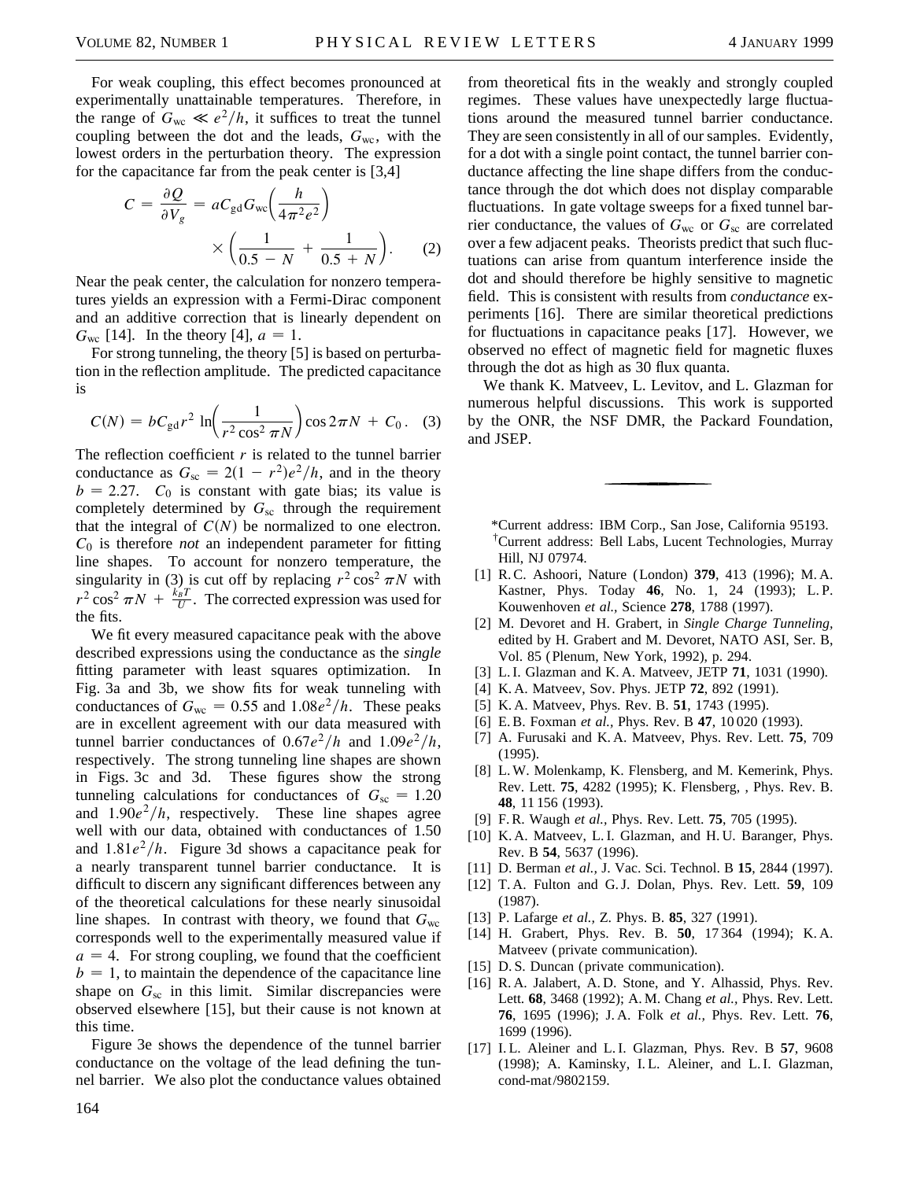For weak coupling, this effect becomes pronounced at experimentally unattainable temperatures. Therefore, in the range of $G_{wc} \ll e^2/h$, it suffices to treat the tunnel coupling between the dot and the leads, $G_{wc}$, with the lowest orders in the perturbation theory. The expression for the capacitance far from the peak center is [3,4]

$$C = \frac{\partial Q}{\partial V_g} = aC_{gd}G_{wc}\left(\frac{h}{4\pi^2 e^2}\right) \times \left(\frac{1}{0.5 - N} + \frac{1}{0.5 + N}\right). \quad (2)$$

Near the peak center, the calculation for nonzero temperatures yields an expression with a Fermi-Dirac component and an additive correction that is linearly dependent on $G_{wc}$ [14]. In the theory [4], $a = 1$.

For strong tunneling, the theory [5] is based on perturbation in the reflection amplitude. The predicted capacitance is

$$C(N) = bC_{gd}r^2 \ln\left(\frac{1}{r^2\cos^2\pi N}\right)\cos 2\pi N + C_0. \quad (3)$$

The reflection coefficient $r$ is related to the tunnel barrier conductance as $G_{sc} = 2(1 - r^2)e^2/h$, and in the theory $b = 2.27$. $C_0$ is constant with gate bias; its value is completely determined by $G_{sc}$ through the requirement that the integral of $C(N)$ be normalized to one electron. $C_0$ is therefore *not* an independent parameter for fitting line shapes. To account for nonzero temperature, the singularity in (3) is cut off by replacing $r^2\cos^2\pi N$ with $r^2\cos^2\pi N + \frac{k_B T}{U}$. The corrected expression was used for the fits.

We fit every measured capacitance peak with the above described expressions using the conductance as the *single* fitting parameter with least squares optimization. In Fig. 3a and 3b, we show fits for weak tunneling with conductances of $G_{wc} = 0.55$ and $1.08e^2/h$. These peaks are in excellent agreement with our data measured with tunnel barrier conductances of $0.67e^2/h$ and $1.09e^2/h$, respectively. The strong tunneling line shapes are shown in Figs. 3c and 3d. These figures show the strong tunneling calculations for conductances of $G_{sc} = 1.20$ and $1.90e^2/h$, respectively. These line shapes agree well with our data, obtained with conductances of 1.50 and $1.81e^2/h$. Figure 3d shows a capacitance peak for a nearly transparent tunnel barrier conductance. It is difficult to discern any significant differences between any of the theoretical calculations for these nearly sinusoidal line shapes. In contrast with theory, we found that $G_{wc}$ corresponds well to the experimentally measured value if $a = 4$. For strong coupling, we found that the coefficient $b = 1$, to maintain the dependence of the capacitance line shape on $G_{sc}$ in this limit. Similar discrepancies were observed elsewhere [15], but their cause is not known at this time.

Figure 3e shows the dependence of the tunnel barrier conductance on the voltage of the lead defining the tunnel barrier. We also plot the conductance values obtained from theoretical fits in the weakly and strongly coupled regimes. These values have unexpectedly large fluctuations around the measured tunnel barrier conductance. They are seen consistently in all of our samples. Evidently, for a dot with a single point contact, the tunnel barrier conductance affecting the line shape differs from the conductance through the dot which does not display comparable fluctuations. In gate voltage sweeps for a fixed tunnel barrier conductance, the values of $G_{wc}$ or $G_{sc}$ are correlated over a few adjacent peaks. Theorists predict that such fluctuations can arise from quantum interference inside the dot and should therefore be highly sensitive to magnetic field. This is consistent with results from *conductance* experiments [16]. There are similar theoretical predictions for fluctuations in capacitance peaks [17]. However, we observed no effect of magnetic field for magnetic fluxes through the dot as high as 30 flux quanta.

We thank K. Matveev, L. Levitov, and L. Glazman for numerous helpful discussions. This work is supported by the ONR, the NSF DMR, the Packard Foundation, and JSEP.

---

*Current address: IBM Corp., San Jose, California 95193.

†Current address: Bell Labs, Lucent Technologies, Murray Hill, NJ 07974.

[1] R. C. Ashoori, Nature (London) **379**, 413 (1996); M. A. Kastner, Phys. Today **46**, No. 1, 24 (1993); L. P. Kouwenhoven *et al.,* Science **278**, 1788 (1997).

[2] M. Devoret and H. Grabert, in *Single Charge Tunneling*, edited by H. Grabert and M. Devoret, NATO ASI, Ser. B, Vol. 85 (Plenum, New York, 1992), p. 294.

[3] L. I. Glazman and K. A. Matveev, JETP **71**, 1031 (1990).

[4] K. A. Matveev, Sov. Phys. JETP **72**, 892 (1991).

[5] K. A. Matveev, Phys. Rev. B. **51**, 1743 (1995).

[6] E. B. Foxman *et al.,* Phys. Rev. B **47**, 10 020 (1993).

[7] A. Furusaki and K. A. Matveev, Phys. Rev. Lett. **75**, 709 (1995).

[8] L. W. Molenkamp, K. Flensberg, and M. Kemerink, Phys. Rev. Lett. **75**, 4282 (1995); K. Flensberg, , Phys. Rev. B. **48**, 11 156 (1993).

[9] F. R. Waugh *et al.,* Phys. Rev. Lett. **75**, 705 (1995).

[10] K. A. Matveev, L. I. Glazman, and H. U. Baranger, Phys. Rev. B **54**, 5637 (1996).

[11] D. Berman *et al.,* J. Vac. Sci. Technol. B **15**, 2844 (1997).

[12] T. A. Fulton and G. J. Dolan, Phys. Rev. Lett. **59**, 109 (1987).

[13] P. Lafarge *et al.,* Z. Phys. B. **85**, 327 (1991).

[14] H. Grabert, Phys. Rev. B. **50**, 17 364 (1994); K. A. Matveev (private communication).

[15] D. S. Duncan (private communication).

[16] R. A. Jalabert, A. D. Stone, and Y. Alhassid, Phys. Rev. Lett. **68**, 3468 (1992); A. M. Chang *et al.,* Phys. Rev. Lett. **76**, 1695 (1996); J. A. Folk *et al.,* Phys. Rev. Lett. **76**, 1699 (1996).

[17] I. L. Aleiner and L. I. Glazman, Phys. Rev. B **57**, 9608 (1998); A. Kaminsky, I. L. Aleiner, and L. I. Glazman, cond-mat/9802159.